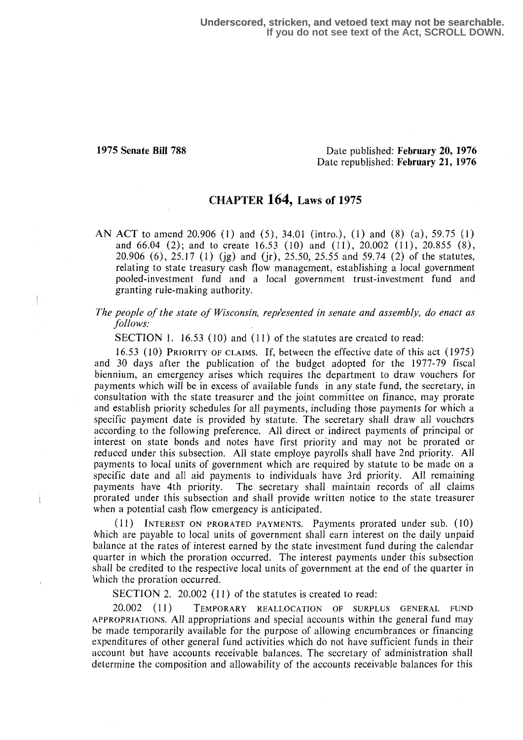Underscored, stricken, and vetoed text may not be searchable.
If you do not see text of the Act, SCROLL DOWN.

**1975 Senate Bill 788**

Date published: **February 20, 1976**
Date republished: **February 21, 1976**

## CHAPTER 164, Laws of 1975

AN ACT to amend 20.906 (1) and (5), 34.01 (intro.), (1) and (8) (a), 59.75 (1) and 66.04 (2); and to create 16.53 (10) and (11), 20.002 (11), 20.855 (8), 20.906 (6), 25.17 (1) (jg) and (jr), 25.50, 25.55 and 59.74 (2) of the statutes, relating to state treasury cash flow management, establishing a local government pooled-investment fund and a local government trust-investment fund and granting rule-making authority.

*The people of the state of Wisconsin, represented in senate and assembly, do enact as follows:*

SECTION 1. 16.53 (10) and (11) of the statutes are created to read:

16.53 (10) PRIORITY OF CLAIMS. If, between the effective date of this act (1975) and 30 days after the publication of the budget adopted for the 1977-79 fiscal biennium, an emergency arises which requires the department to draw vouchers for payments which will be in excess of available funds in any state fund, the secretary, in consultation with the state treasurer and the joint committee on finance, may prorate and establish priority schedules for all payments, including those payments for which a specific payment date is provided by statute. The secretary shall draw all vouchers according to the following preference. All direct or indirect payments of principal or interest on state bonds and notes have first priority and may not be prorated or reduced under this subsection. All state employe payrolls shall have 2nd priority. All payments to local units of government which are required by statute to be made on a specific date and all aid payments to individuals have 3rd priority. All remaining payments have 4th priority. The secretary shall maintain records of all claims prorated under this subsection and shall provide written notice to the state treasurer when a potential cash flow emergency is anticipated.

(11) INTEREST ON PRORATED PAYMENTS. Payments prorated under sub. (10) which are payable to local units of government shall earn interest on the daily unpaid balance at the rates of interest earned by the state investment fund during the calendar quarter in which the proration occurred. The interest payments under this subsection shall be credited to the respective local units of government at the end of the quarter in which the proration occurred.

SECTION 2. 20.002 (11) of the statutes is created to read:

20.002 (11) TEMPORARY REALLOCATION OF SURPLUS GENERAL FUND APPROPRIATIONS. All appropriations and special accounts within the general fund may be made temporarily available for the purpose of allowing encumbrances or financing expenditures of other general fund activities which do not have sufficient funds in their account but have accounts receivable balances. The secretary of administration shall determine the composition and allowability of the accounts receivable balances for this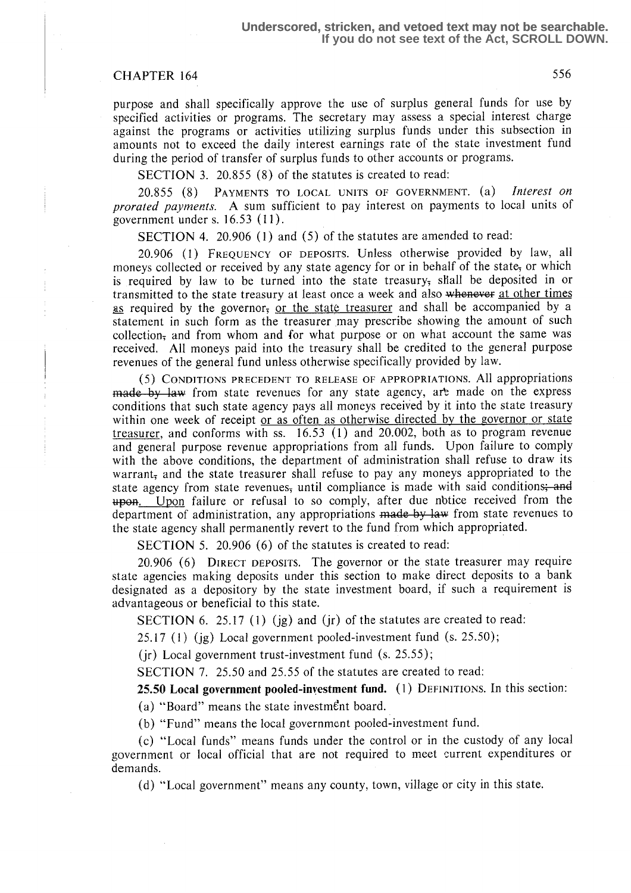Underscored, stricken, and vetoed text may not be searchable. If you do not see text of the Act, SCROLL DOWN.

purpose and shall specifically approve the use of surplus general funds for use by specified activities or programs. The secretary may assess a special interest charge against the programs or activities utilizing surplus funds under this subsection in amounts not to exceed the daily interest earnings rate of the state investment fund during the period of transfer of surplus funds to other accounts or programs.

SECTION 3. 20.855 (8) of the statutes is created to read:

20.855 (8) PAYMENTS TO LOCAL UNITS OF GOVERNMENT. (a) *Interest on prorated payments.* A sum sufficient to pay interest on payments to local units of government under s. 16.53 (11).

SECTION 4. 20.906 (1) and (5) of the statutes are amended to read:

20.906 (1) FREQUENCY OF DEPOSITS. Unless otherwise provided by law, all moneys collected or received by any state agency for or in behalf of the state, or which is required by law to be turned into the state treasury, shall be deposited in or transmitted to the state treasury at least once a week and also ~~whenever~~ at other times as required by the governor, or the state treasurer and shall be accompanied by a statement in such form as the treasurer may prescribe showing the amount of such collection, and from whom and for what purpose or on what account the same was received. All moneys paid into the treasury shall be credited to the general purpose revenues of the general fund unless otherwise specifically provided by law.

(5) CONDITIONS PRECEDENT TO RELEASE OF APPROPRIATIONS. All appropriations ~~made by law~~ from state revenues for any state agency, are made on the express conditions that such state agency pays all moneys received by it into the state treasury within one week of receipt or as often as otherwise directed by the governor or state treasurer, and conforms with ss. 16.53 (1) and 20.002, both as to program revenue and general purpose revenue appropriations from all funds. Upon failure to comply with the above conditions, the department of administration shall refuse to draw its warrant, and the state treasurer shall refuse to pay any moneys appropriated to the state agency from state revenues, until compliance is made with said conditions; ~~and upon~~. Upon failure or refusal to so comply, after due notice received from the department of administration, any appropriations ~~made by law~~ from state revenues to the state agency shall permanently revert to the fund from which appropriated.

SECTION 5. 20.906 (6) of the statutes is created to read:

20.906 (6) DIRECT DEPOSITS. The governor or the state treasurer may require state agencies making deposits under this section to make direct deposits to a bank designated as a depository by the state investment board, if such a requirement is advantageous or beneficial to this state.

SECTION 6. 25.17 (1) (jg) and (jr) of the statutes are created to read:

25.17 (1) (jg) Local government pooled-investment fund (s. 25.50);

(jr) Local government trust-investment fund (s. 25.55);

SECTION 7. 25.50 and 25.55 of the statutes are created to read:

**25.50 Local government pooled-investment fund.** (1) DEFINITIONS. In this section:

(a) "Board" means the state investment board.

(b) "Fund" means the local government pooled-investment fund.

(c) "Local funds" means funds under the control or in the custody of any local government or local official that are not required to meet current expenditures or demands.

(d) "Local government" means any county, town, village or city in this state.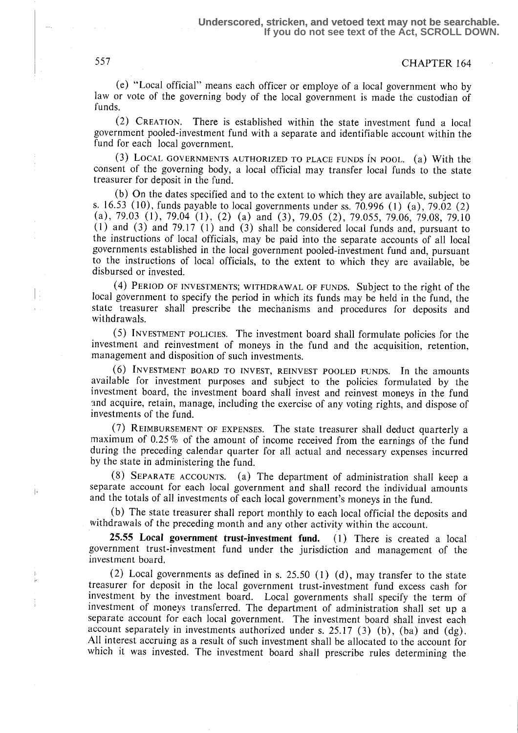Underscored, stricken, and vetoed text may not be searchable.
If you do not see text of the Act, SCROLL DOWN.

(e) "Local official" means each officer or employe of a local government who by law or vote of the governing body of the local government is made the custodian of funds.

(2) CREATION. There is established within the state investment fund a local government pooled-investment fund with a separate and identifiable account within the fund for each local government.

(3) LOCAL GOVERNMENTS AUTHORIZED TO PLACE FUNDS IN POOL. (a) With the consent of the governing body, a local official may transfer local funds to the state treasurer for deposit in the fund.

(b) On the dates specified and to the extent to which they are available, subject to s. 16.53 (10), funds payable to local governments under ss. 70.996 (1) (a), 79.02 (2) (a), 79.03 (1), 79.04 (1), (2) (a) and (3), 79.05 (2), 79.055, 79.06, 79.08, 79.10 (1) and (3) and 79.17 (1) and (3) shall be considered local funds and, pursuant to the instructions of local officials, may be paid into the separate accounts of all local governments established in the local government pooled-investment fund and, pursuant to the instructions of local officials, to the extent to which they are available, be disbursed or invested.

(4) PERIOD OF INVESTMENTS; WITHDRAWAL OF FUNDS. Subject to the right of the local government to specify the period in which its funds may be held in the fund, the state treasurer shall prescribe the mechanisms and procedures for deposits and withdrawals.

(5) INVESTMENT POLICIES. The investment board shall formulate policies for the investment and reinvestment of moneys in the fund and the acquisition, retention, management and disposition of such investments.

(6) INVESTMENT BOARD TO INVEST, REINVEST POOLED FUNDS. In the amounts available for investment purposes and subject to the policies formulated by the investment board, the investment board shall invest and reinvest moneys in the fund and acquire, retain, manage, including the exercise of any voting rights, and dispose of investments of the fund.

(7) REIMBURSEMENT OF EXPENSES. The state treasurer shall deduct quarterly a maximum of 0.25% of the amount of income received from the earnings of the fund during the preceding calendar quarter for all actual and necessary expenses incurred by the state in administering the fund.

(8) SEPARATE ACCOUNTS. (a) The department of administration shall keep a separate account for each local government and shall record the individual amounts and the totals of all investments of each local government's moneys in the fund.

(b) The state treasurer shall report monthly to each local official the deposits and withdrawals of the preceding month and any other activity within the account.

**25.55 Local government trust-investment fund.** (1) There is created a local government trust-investment fund under the jurisdiction and management of the investment board.

(2) Local governments as defined in s. 25.50 (1) (d), may transfer to the state treasurer for deposit in the local government trust-investment fund excess cash for investment by the investment board. Local governments shall specify the term of investment of moneys transferred. The department of administration shall set up a separate account for each local government. The investment board shall invest each account separately in investments authorized under s. 25.17 (3) (b), (ba) and (dg). All interest accruing as a result of such investment shall be allocated to the account for which it was invested. The investment board shall prescribe rules determining the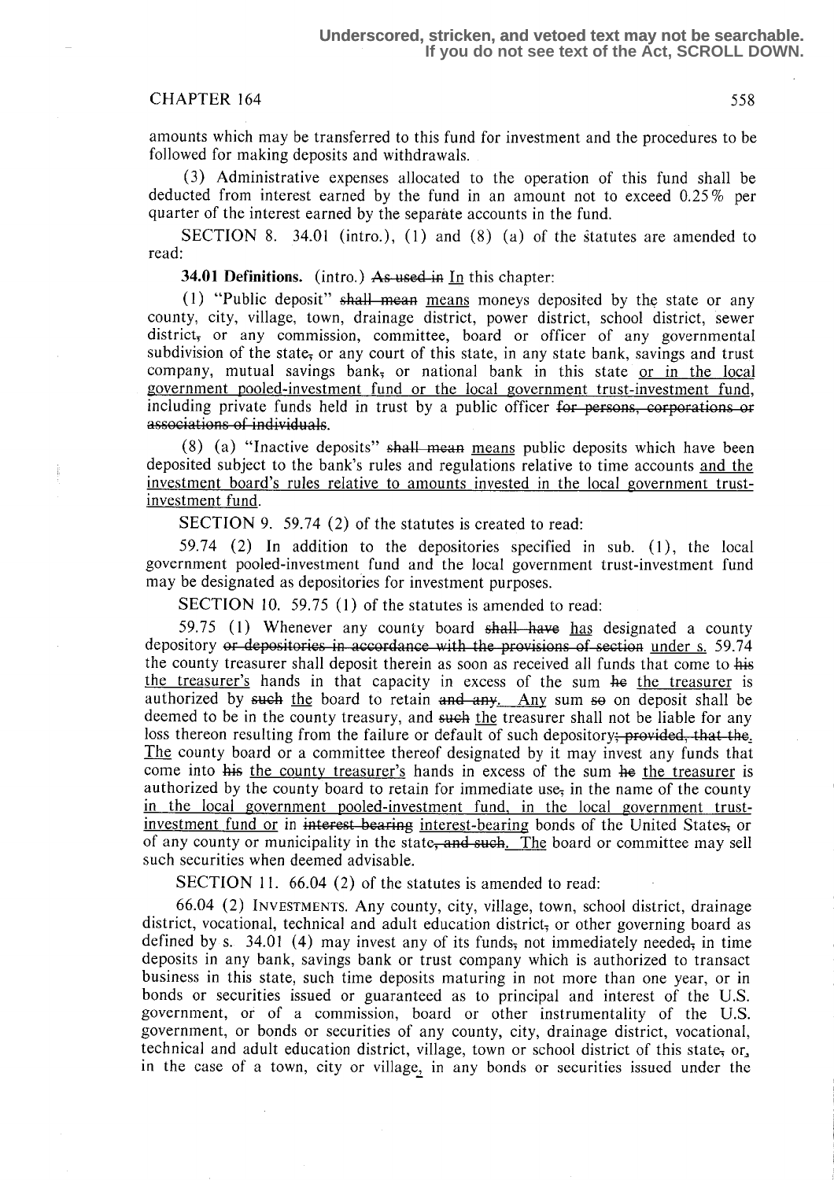amounts which may be transferred to this fund for investment and the procedures to be followed for making deposits and withdrawals.

(3) Administrative expenses allocated to the operation of this fund shall be deducted from interest earned by the fund in an amount not to exceed 0.25% per quarter of the interest earned by the separate accounts in the fund.

SECTION 8. 34.01 (intro.), (1) and (8) (a) of the statutes are amended to read:

**34.01 Definitions.** (intro.) ~~As used in~~ <u>In</u> this chapter:

(1) "Public deposit" ~~shall mean~~ <u>means</u> moneys deposited by the state or any county, city, village, town, drainage district, power district, school district, sewer district~~,~~ or any commission, committee, board or officer of any governmental subdivision of the state~~,~~ or any court of this state, in any state bank, savings and trust company, mutual savings bank~~,~~ or national bank in this state <u>or in the local government pooled-investment fund or the local government trust-investment fund</u>, including private funds held in trust by a public officer ~~for persons, corporations or associations of individuals~~.

(8) (a) "Inactive deposits" ~~shall mean~~ <u>means</u> public deposits which have been deposited subject to the bank's rules and regulations relative to time accounts <u>and the investment board's rules relative to amounts invested in the local government trust-investment fund</u>.

SECTION 9. 59.74 (2) of the statutes is created to read:

59.74 (2) In addition to the depositories specified in sub. (1), the local government pooled-investment fund and the local government trust-investment fund may be designated as depositories for investment purposes.

SECTION 10. 59.75 (1) of the statutes is amended to read:

59.75 (1) Whenever any county board ~~shall have~~ <u>has</u> designated a county depository ~~or depositories in accordance with the provisions of section~~ <u>under s.</u> 59.74 the county treasurer shall deposit therein as soon as received all funds that come to ~~his~~ <u>the treasurer's</u> hands in that capacity in excess of the sum ~~he~~ <u>the treasurer</u> is authorized by ~~such~~ <u>the</u> board to retain ~~and any~~. <u>Any</u> sum ~~so~~ on deposit shall be deemed to be in the county treasury, and ~~such~~ <u>the</u> treasurer shall not be liable for any loss thereon resulting from the failure or default of such depository~~; provided, that the~~. <u>The</u> county board or a committee thereof designated by it may invest any funds that come into ~~his~~ <u>the county treasurer's</u> hands in excess of the sum ~~he~~ <u>the treasurer</u> is authorized by the county board to retain for immediate use~~,~~ in the name of the county <u>in the local government pooled-investment fund, in the local government trust-investment fund or</u> in ~~interest bearing~~ <u>interest-bearing</u> bonds of the United States~~,~~ or of any county or municipality in the state~~, and such~~. <u>The</u> board or committee may sell such securities when deemed advisable.

SECTION 11. 66.04 (2) of the statutes is amended to read:

66.04 (2) INVESTMENTS. Any county, city, village, town, school district, drainage district, vocational, technical and adult education district~~,~~ or other governing board as defined by s. 34.01 (4) may invest any of its funds~~,~~ not immediately needed~~,~~ in time deposits in any bank, savings bank or trust company which is authorized to transact business in this state, such time deposits maturing in not more than one year, or in bonds or securities issued or guaranteed as to principal and interest of the U.S. government, or of a commission, board or other instrumentality of the U.S. government, or bonds or securities of any county, city, drainage district, vocational, technical and adult education district, village, town or school district of this state~~,~~ or<u>,</u> in the case of a town, city or village<u>,</u> in any bonds or securities issued under the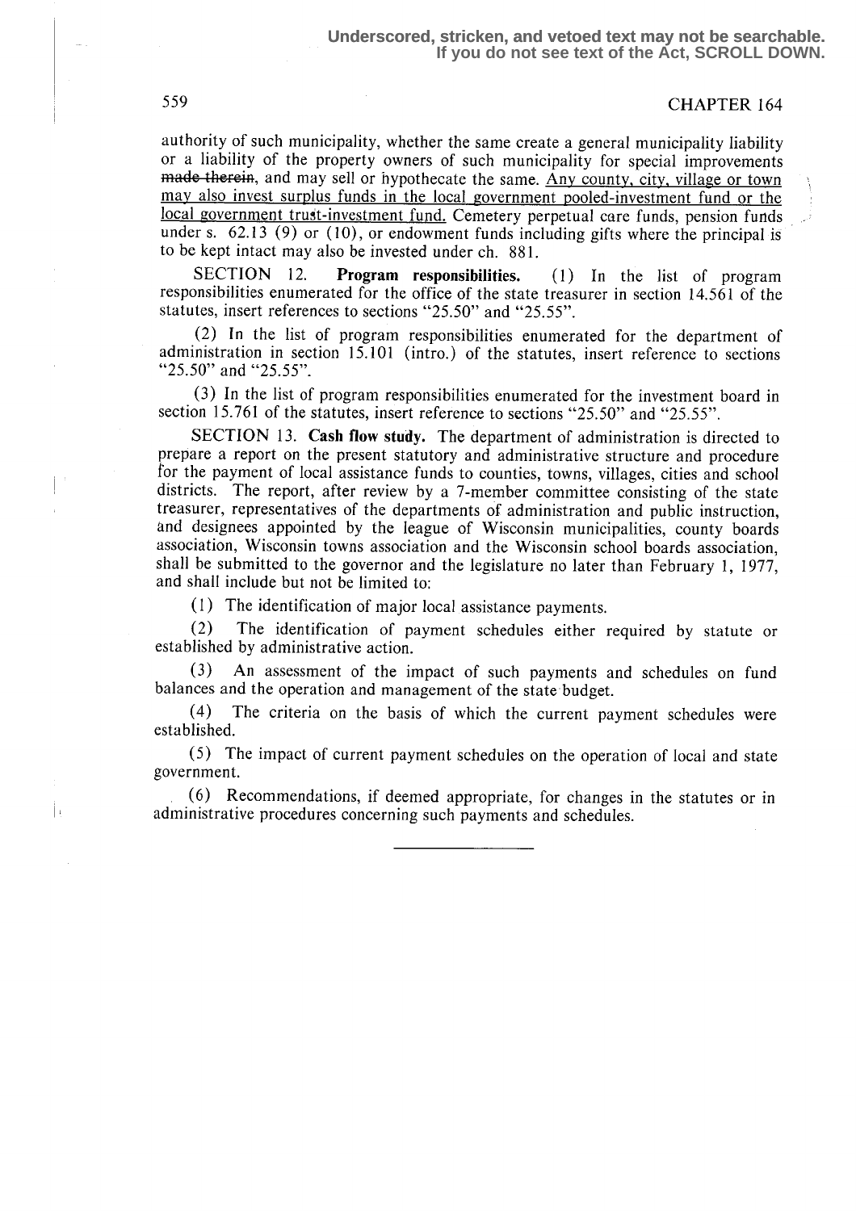authority of such municipality, whether the same create a general municipality liability or a liability of the property owners of such municipality for special improvements ~~made therein~~, and may sell or hypothecate the same. Any county, city, village or town may also invest surplus funds in the local government pooled-investment fund or the local government trust-investment fund. Cemetery perpetual care funds, pension funds under s. 62.13 (9) or (10), or endowment funds including gifts where the principal is to be kept intact may also be invested under ch. 881.

SECTION 12. **Program responsibilities.** (1) In the list of program responsibilities enumerated for the office of the state treasurer in section 14.561 of the statutes, insert references to sections "25.50" and "25.55".

(2) In the list of program responsibilities enumerated for the department of administration in section 15.101 (intro.) of the statutes, insert reference to sections "25.50" and "25.55".

(3) In the list of program responsibilities enumerated for the investment board in section 15.761 of the statutes, insert reference to sections "25.50" and "25.55".

SECTION 13. **Cash flow study.** The department of administration is directed to prepare a report on the present statutory and administrative structure and procedure for the payment of local assistance funds to counties, towns, villages, cities and school districts. The report, after review by a 7-member committee consisting of the state treasurer, representatives of the departments of administration and public instruction, and designees appointed by the league of Wisconsin municipalities, county boards association, Wisconsin towns association and the Wisconsin school boards association, shall be submitted to the governor and the legislature no later than February 1, 1977, and shall include but not be limited to:

(1) The identification of major local assistance payments.

(2) The identification of payment schedules either required by statute or established by administrative action.

(3) An assessment of the impact of such payments and schedules on fund balances and the operation and management of the state budget.

(4) The criteria on the basis of which the current payment schedules were established.

(5) The impact of current payment schedules on the operation of local and state government.

(6) Recommendations, if deemed appropriate, for changes in the statutes or in administrative procedures concerning such payments and schedules.